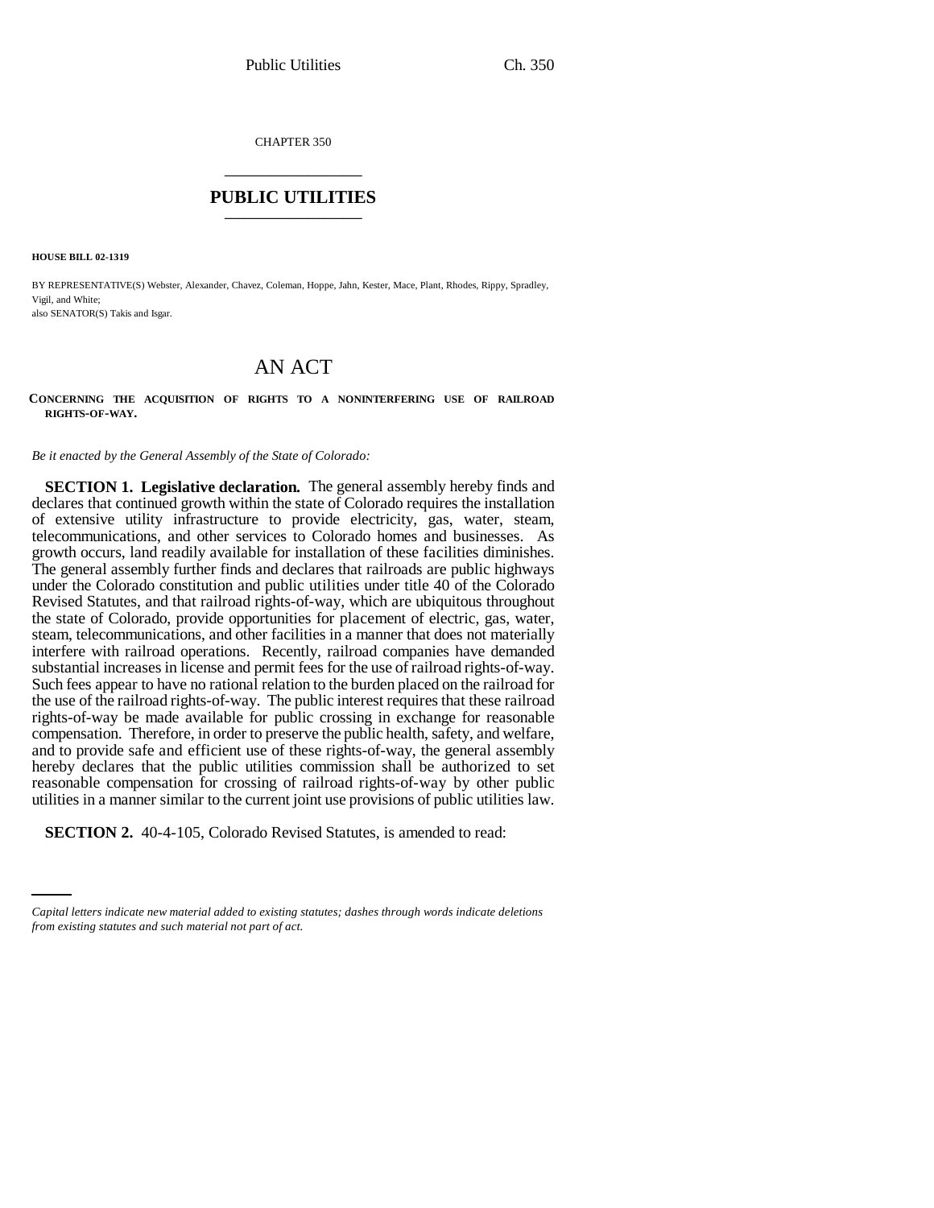CHAPTER 350

# PUBLIC UTILITIES

**HOUSE BILL 02-1319**

BY REPRESENTATIVE(S) Webster, Alexander, Chavez, Coleman, Hoppe, Jahn, Kester, Mace, Plant, Rhodes, Rippy, Spradley, Vigil, and White;
also SENATOR(S) Takis and Isgar.

## AN ACT

**CONCERNING THE ACQUISITION OF RIGHTS TO A NONINTERFERING USE OF RAILROAD RIGHTS-OF-WAY.**

*Be it enacted by the General Assembly of the State of Colorado:*

**SECTION 1. Legislative declaration.** The general assembly hereby finds and declares that continued growth within the state of Colorado requires the installation of extensive utility infrastructure to provide electricity, gas, water, steam, telecommunications, and other services to Colorado homes and businesses. As growth occurs, land readily available for installation of these facilities diminishes. The general assembly further finds and declares that railroads are public highways under the Colorado constitution and public utilities under title 40 of the Colorado Revised Statutes, and that railroad rights-of-way, which are ubiquitous throughout the state of Colorado, provide opportunities for placement of electric, gas, water, steam, telecommunications, and other facilities in a manner that does not materially interfere with railroad operations. Recently, railroad companies have demanded substantial increases in license and permit fees for the use of railroad rights-of-way. Such fees appear to have no rational relation to the burden placed on the railroad for the use of the railroad rights-of-way. The public interest requires that these railroad rights-of-way be made available for public crossing in exchange for reasonable compensation. Therefore, in order to preserve the public health, safety, and welfare, and to provide safe and efficient use of these rights-of-way, the general assembly hereby declares that the public utilities commission shall be authorized to set reasonable compensation for crossing of railroad rights-of-way by other public utilities in a manner similar to the current joint use provisions of public utilities law.

**SECTION 2.** 40-4-105, Colorado Revised Statutes, is amended to read:

*Capital letters indicate new material added to existing statutes; dashes through words indicate deletions from existing statutes and such material not part of act.*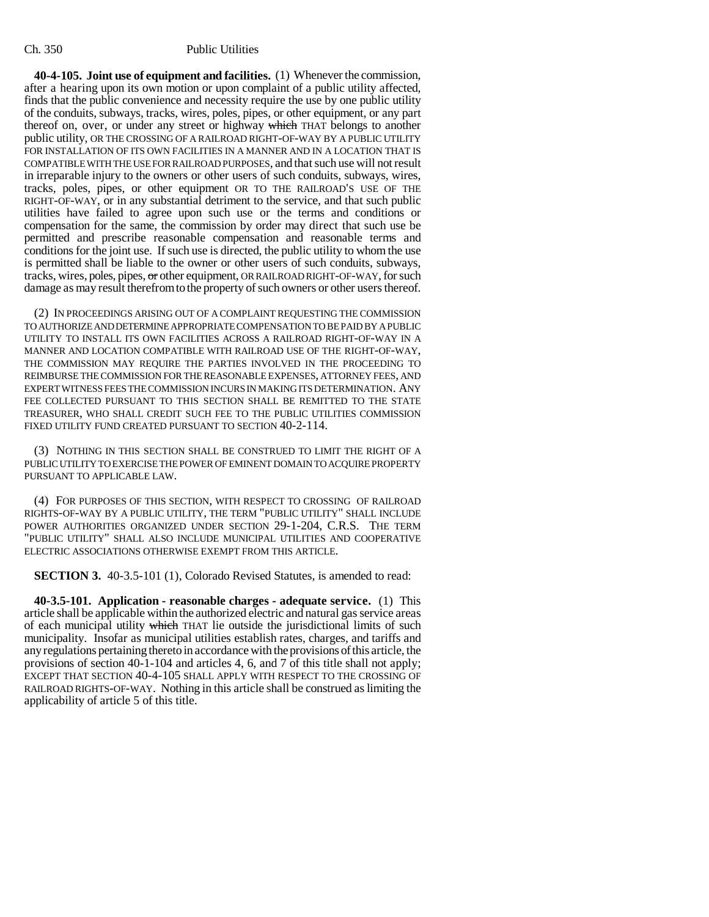**40-4-105. Joint use of equipment and facilities.** (1) Whenever the commission, after a hearing upon its own motion or upon complaint of a public utility affected, finds that the public convenience and necessity require the use by one public utility of the conduits, subways, tracks, wires, poles, pipes, or other equipment, or any part thereof on, over, or under any street or highway ~~which~~ THAT belongs to another public utility, OR THE CROSSING OF A RAILROAD RIGHT-OF-WAY BY A PUBLIC UTILITY FOR INSTALLATION OF ITS OWN FACILITIES IN A MANNER AND IN A LOCATION THAT IS COMPATIBLE WITH THE USE FOR RAILROAD PURPOSES, and that such use will not result in irreparable injury to the owners or other users of such conduits, subways, wires, tracks, poles, pipes, or other equipment OR TO THE RAILROAD'S USE OF THE RIGHT-OF-WAY, or in any substantial detriment to the service, and that such public utilities have failed to agree upon such use or the terms and conditions or compensation for the same, the commission by order may direct that such use be permitted and prescribe reasonable compensation and reasonable terms and conditions for the joint use. If such use is directed, the public utility to whom the use is permitted shall be liable to the owner or other users of such conduits, subways, tracks, wires, poles, pipes, ~~or~~ other equipment, OR RAILROAD RIGHT-OF-WAY, for such damage as may result therefrom to the property of such owners or other users thereof.

(2) IN PROCEEDINGS ARISING OUT OF A COMPLAINT REQUESTING THE COMMISSION TO AUTHORIZE AND DETERMINE APPROPRIATE COMPENSATION TO BE PAID BY A PUBLIC UTILITY TO INSTALL ITS OWN FACILITIES ACROSS A RAILROAD RIGHT-OF-WAY IN A MANNER AND LOCATION COMPATIBLE WITH RAILROAD USE OF THE RIGHT-OF-WAY, THE COMMISSION MAY REQUIRE THE PARTIES INVOLVED IN THE PROCEEDING TO REIMBURSE THE COMMISSION FOR THE REASONABLE EXPENSES, ATTORNEY FEES, AND EXPERT WITNESS FEES THE COMMISSION INCURS IN MAKING ITS DETERMINATION. ANY FEE COLLECTED PURSUANT TO THIS SECTION SHALL BE REMITTED TO THE STATE TREASURER, WHO SHALL CREDIT SUCH FEE TO THE PUBLIC UTILITIES COMMISSION FIXED UTILITY FUND CREATED PURSUANT TO SECTION 40-2-114.

(3) NOTHING IN THIS SECTION SHALL BE CONSTRUED TO LIMIT THE RIGHT OF A PUBLIC UTILITY TO EXERCISE THE POWER OF EMINENT DOMAIN TO ACQUIRE PROPERTY PURSUANT TO APPLICABLE LAW.

(4) FOR PURPOSES OF THIS SECTION, WITH RESPECT TO CROSSING OF RAILROAD RIGHTS-OF-WAY BY A PUBLIC UTILITY, THE TERM "PUBLIC UTILITY" SHALL INCLUDE POWER AUTHORITIES ORGANIZED UNDER SECTION 29-1-204, C.R.S. THE TERM "PUBLIC UTILITY" SHALL ALSO INCLUDE MUNICIPAL UTILITIES AND COOPERATIVE ELECTRIC ASSOCIATIONS OTHERWISE EXEMPT FROM THIS ARTICLE.

**SECTION 3.** 40-3.5-101 (1), Colorado Revised Statutes, is amended to read:

**40-3.5-101. Application - reasonable charges - adequate service.** (1) This article shall be applicable within the authorized electric and natural gas service areas of each municipal utility ~~which~~ THAT lie outside the jurisdictional limits of such municipality. Insofar as municipal utilities establish rates, charges, and tariffs and any regulations pertaining thereto in accordance with the provisions of this article, the provisions of section 40-1-104 and articles 4, 6, and 7 of this title shall not apply; EXCEPT THAT SECTION 40-4-105 SHALL APPLY WITH RESPECT TO THE CROSSING OF RAILROAD RIGHTS-OF-WAY. Nothing in this article shall be construed as limiting the applicability of article 5 of this title.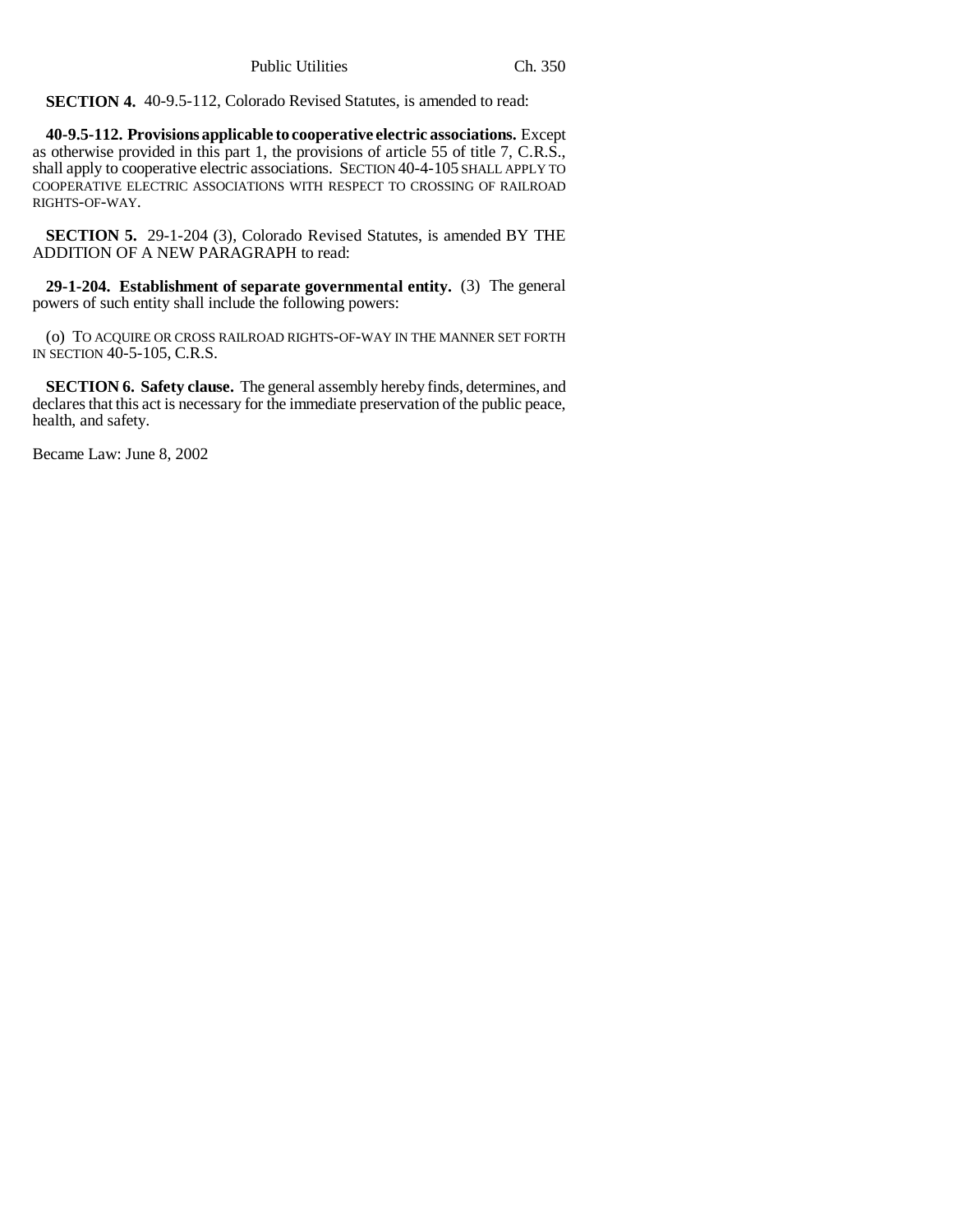**SECTION 4.** 40-9.5-112, Colorado Revised Statutes, is amended to read:

**40-9.5-112. Provisions applicable to cooperative electric associations.** Except as otherwise provided in this part 1, the provisions of article 55 of title 7, C.R.S., shall apply to cooperative electric associations. SECTION 40-4-105 SHALL APPLY TO COOPERATIVE ELECTRIC ASSOCIATIONS WITH RESPECT TO CROSSING OF RAILROAD RIGHTS-OF-WAY.

**SECTION 5.** 29-1-204 (3), Colorado Revised Statutes, is amended BY THE ADDITION OF A NEW PARAGRAPH to read:

**29-1-204. Establishment of separate governmental entity.** (3) The general powers of such entity shall include the following powers:

(o) TO ACQUIRE OR CROSS RAILROAD RIGHTS-OF-WAY IN THE MANNER SET FORTH IN SECTION 40-5-105, C.R.S.

**SECTION 6. Safety clause.** The general assembly hereby finds, determines, and declares that this act is necessary for the immediate preservation of the public peace, health, and safety.

Became Law: June 8, 2002